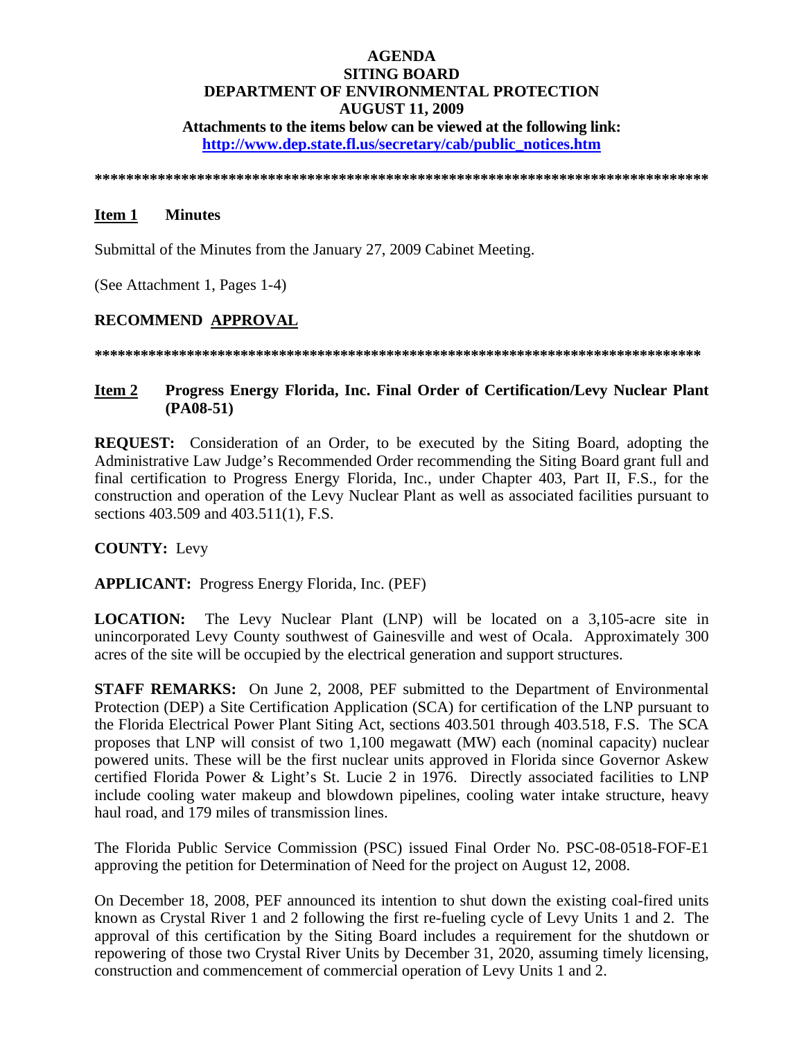# AGENDA
## SITING BOARD
## DEPARTMENT OF ENVIRONMENTAL PROTECTION
## AUGUST 11, 2009

**Attachments to the items below can be viewed at the following link:**
**[http://www.dep.state.fl.us/secretary/cab/public_notices.htm](http://www.dep.state.fl.us/secretary/cab/public_notices.htm)**

*******************************************************************************

**Item 1** **Minutes**

Submittal of the Minutes from the January 27, 2009 Cabinet Meeting.

(See Attachment 1, Pages 1-4)

**RECOMMEND APPROVAL**

*******************************************************************************

**Item 2** **Progress Energy Florida, Inc. Final Order of Certification/Levy Nuclear Plant (PA08-51)**

**REQUEST:** Consideration of an Order, to be executed by the Siting Board, adopting the Administrative Law Judge's Recommended Order recommending the Siting Board grant full and final certification to Progress Energy Florida, Inc., under Chapter 403, Part II, F.S., for the construction and operation of the Levy Nuclear Plant as well as associated facilities pursuant to sections 403.509 and 403.511(1), F.S.

**COUNTY:** Levy

**APPLICANT:** Progress Energy Florida, Inc. (PEF)

**LOCATION:** The Levy Nuclear Plant (LNP) will be located on a 3,105-acre site in unincorporated Levy County southwest of Gainesville and west of Ocala. Approximately 300 acres of the site will be occupied by the electrical generation and support structures.

**STAFF REMARKS:** On June 2, 2008, PEF submitted to the Department of Environmental Protection (DEP) a Site Certification Application (SCA) for certification of the LNP pursuant to the Florida Electrical Power Plant Siting Act, sections 403.501 through 403.518, F.S. The SCA proposes that LNP will consist of two 1,100 megawatt (MW) each (nominal capacity) nuclear powered units. These will be the first nuclear units approved in Florida since Governor Askew certified Florida Power & Light's St. Lucie 2 in 1976. Directly associated facilities to LNP include cooling water makeup and blowdown pipelines, cooling water intake structure, heavy haul road, and 179 miles of transmission lines.

The Florida Public Service Commission (PSC) issued Final Order No. PSC-08-0518-FOF-E1 approving the petition for Determination of Need for the project on August 12, 2008.

On December 18, 2008, PEF announced its intention to shut down the existing coal-fired units known as Crystal River 1 and 2 following the first re-fueling cycle of Levy Units 1 and 2. The approval of this certification by the Siting Board includes a requirement for the shutdown or repowering of those two Crystal River Units by December 31, 2020, assuming timely licensing, construction and commencement of commercial operation of Levy Units 1 and 2.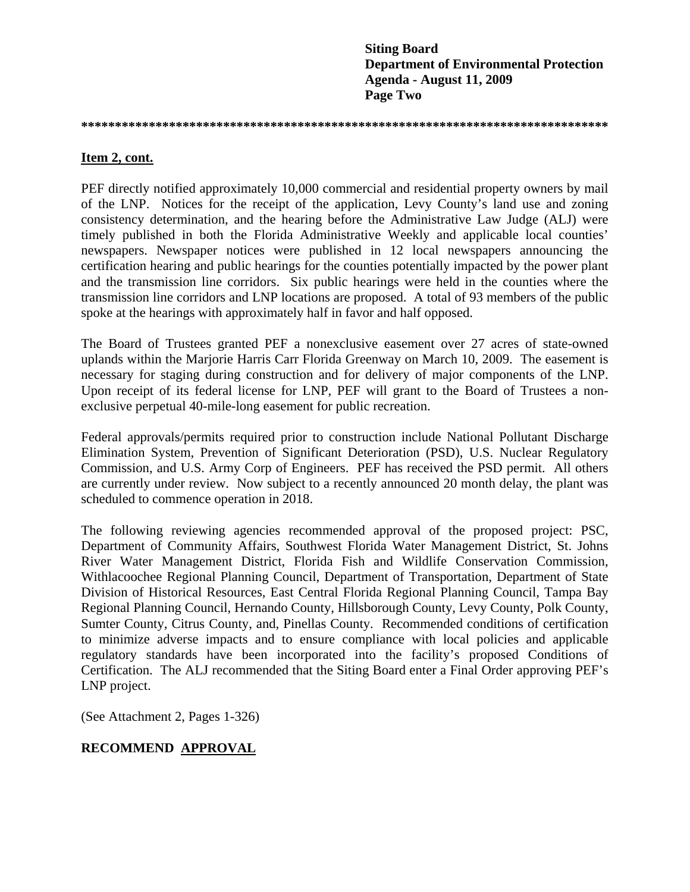**Item 2, cont.**

PEF directly notified approximately 10,000 commercial and residential property owners by mail of the LNP. Notices for the receipt of the application, Levy County's land use and zoning consistency determination, and the hearing before the Administrative Law Judge (ALJ) were timely published in both the Florida Administrative Weekly and applicable local counties' newspapers. Newspaper notices were published in 12 local newspapers announcing the certification hearing and public hearings for the counties potentially impacted by the power plant and the transmission line corridors. Six public hearings were held in the counties where the transmission line corridors and LNP locations are proposed. A total of 93 members of the public spoke at the hearings with approximately half in favor and half opposed.

The Board of Trustees granted PEF a nonexclusive easement over 27 acres of state-owned uplands within the Marjorie Harris Carr Florida Greenway on March 10, 2009. The easement is necessary for staging during construction and for delivery of major components of the LNP. Upon receipt of its federal license for LNP, PEF will grant to the Board of Trustees a non-exclusive perpetual 40-mile-long easement for public recreation.

Federal approvals/permits required prior to construction include National Pollutant Discharge Elimination System, Prevention of Significant Deterioration (PSD), U.S. Nuclear Regulatory Commission, and U.S. Army Corp of Engineers. PEF has received the PSD permit. All others are currently under review. Now subject to a recently announced 20 month delay, the plant was scheduled to commence operation in 2018.

The following reviewing agencies recommended approval of the proposed project: PSC, Department of Community Affairs, Southwest Florida Water Management District, St. Johns River Water Management District, Florida Fish and Wildlife Conservation Commission, Withlacoochee Regional Planning Council, Department of Transportation, Department of State Division of Historical Resources, East Central Florida Regional Planning Council, Tampa Bay Regional Planning Council, Hernando County, Hillsborough County, Levy County, Polk County, Sumter County, Citrus County, and, Pinellas County. Recommended conditions of certification to minimize adverse impacts and to ensure compliance with local policies and applicable regulatory standards have been incorporated into the facility's proposed Conditions of Certification. The ALJ recommended that the Siting Board enter a Final Order approving PEF's LNP project.

(See Attachment 2, Pages 1-326)

**RECOMMEND APPROVAL**